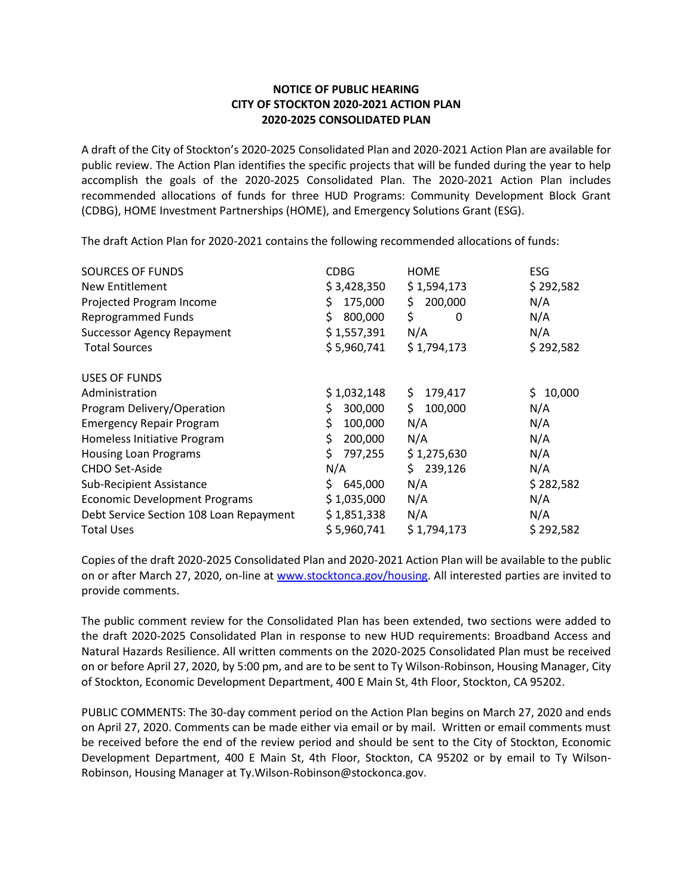# NOTICE OF PUBLIC HEARING
## CITY OF STOCKTON 2020-2021 ACTION PLAN
## 2020-2025 CONSOLIDATED PLAN

A draft of the City of Stockton's 2020-2025 Consolidated Plan and 2020-2021 Action Plan are available for public review. The Action Plan identifies the specific projects that will be funded during the year to help accomplish the goals of the 2020-2025 Consolidated Plan. The 2020-2021 Action Plan includes recommended allocations of funds for three HUD Programs: Community Development Block Grant (CDBG), HOME Investment Partnerships (HOME), and Emergency Solutions Grant (ESG).

The draft Action Plan for 2020-2021 contains the following recommended allocations of funds:

| SOURCES OF FUNDS | CDBG | HOME | ESG |
|---|---|---|---|
| New Entitlement | $ 3,428,350 | $ 1,594,173 | $ 292,582 |
| Projected Program Income | $ 175,000 | $ 200,000 | N/A |
| Reprogrammed Funds | $ 800,000 | $ 0 | N/A |
| Successor Agency Repayment | $ 1,557,391 | N/A | N/A |
| Total Sources | $ 5,960,741 | $ 1,794,173 | $ 292,582 |

| USES OF FUNDS | CDBG | HOME | ESG |
|---|---|---|---|
| Administration | $ 1,032,148 | $ 179,417 | $ 10,000 |
| Program Delivery/Operation | $ 300,000 | $ 100,000 | N/A |
| Emergency Repair Program | $ 100,000 | N/A | N/A |
| Homeless Initiative Program | $ 200,000 | N/A | N/A |
| Housing Loan Programs | $ 797,255 | $ 1,275,630 | N/A |
| CHDO Set-Aside | N/A | $ 239,126 | N/A |
| Sub-Recipient Assistance | $ 645,000 | N/A | $ 282,582 |
| Economic Development Programs | $ 1,035,000 | N/A | N/A |
| Debt Service Section 108 Loan Repayment | $ 1,851,338 | N/A | N/A |
| Total Uses | $ 5,960,741 | $ 1,794,173 | $ 292,582 |

Copies of the draft 2020-2025 Consolidated Plan and 2020-2021 Action Plan will be available to the public on or after March 27, 2020, on-line at [www.stocktonca.gov/housing](www.stocktonca.gov/housing). All interested parties are invited to provide comments.

The public comment review for the Consolidated Plan has been extended, two sections were added to the draft 2020-2025 Consolidated Plan in response to new HUD requirements: Broadband Access and Natural Hazards Resilience. All written comments on the 2020-2025 Consolidated Plan must be received on or before April 27, 2020, by 5:00 pm, and are to be sent to Ty Wilson-Robinson, Housing Manager, City of Stockton, Economic Development Department, 400 E Main St, 4th Floor, Stockton, CA 95202.

PUBLIC COMMENTS: The 30-day comment period on the Action Plan begins on March 27, 2020 and ends on April 27, 2020. Comments can be made either via email or by mail. Written or email comments must be received before the end of the review period and should be sent to the City of Stockton, Economic Development Department, 400 E Main St, 4th Floor, Stockton, CA 95202 or by email to Ty Wilson-Robinson, Housing Manager at Ty.Wilson-Robinson@stockonca.gov.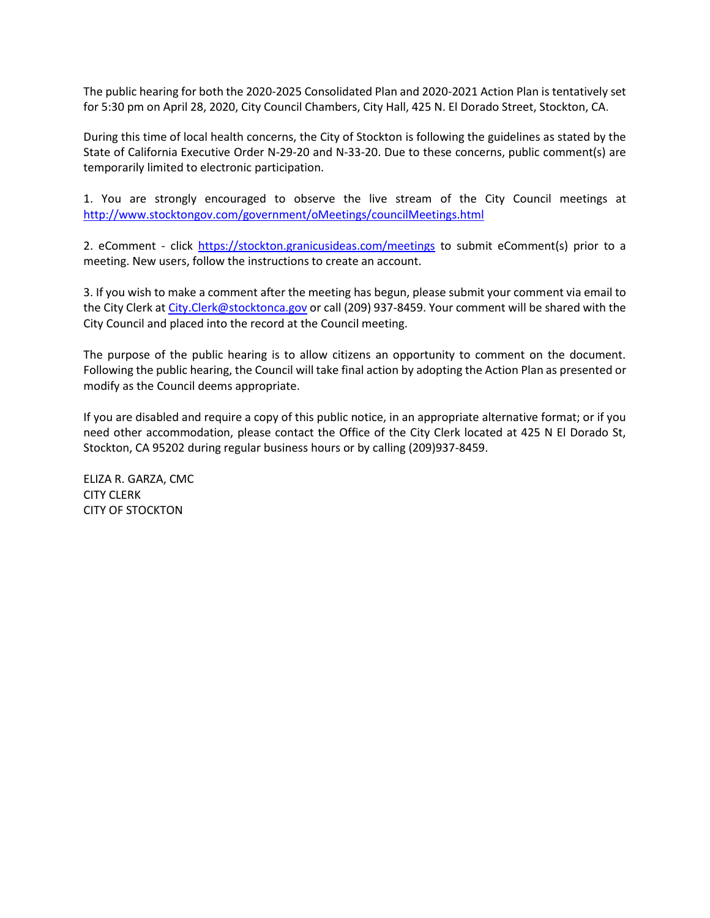The public hearing for both the 2020-2025 Consolidated Plan and 2020-2021 Action Plan is tentatively set for 5:30 pm on April 28, 2020, City Council Chambers, City Hall, 425 N. El Dorado Street, Stockton, CA.

During this time of local health concerns, the City of Stockton is following the guidelines as stated by the State of California Executive Order N-29-20 and N-33-20. Due to these concerns, public comment(s) are temporarily limited to electronic participation.

1. You are strongly encouraged to observe the live stream of the City Council meetings at http://www.stocktongov.com/government/oMeetings/councilMeetings.html

2. eComment - click https://stockton.granicusideas.com/meetings to submit eComment(s) prior to a meeting. New users, follow the instructions to create an account.

3. If you wish to make a comment after the meeting has begun, please submit your comment via email to the City Clerk at City.Clerk@stocktonca.gov or call (209) 937-8459. Your comment will be shared with the City Council and placed into the record at the Council meeting.

The purpose of the public hearing is to allow citizens an opportunity to comment on the document. Following the public hearing, the Council will take final action by adopting the Action Plan as presented or modify as the Council deems appropriate.

If you are disabled and require a copy of this public notice, in an appropriate alternative format; or if you need other accommodation, please contact the Office of the City Clerk located at 425 N El Dorado St, Stockton, CA 95202 during regular business hours or by calling (209)937-8459.

ELIZA R. GARZA, CMC
CITY CLERK
CITY OF STOCKTON